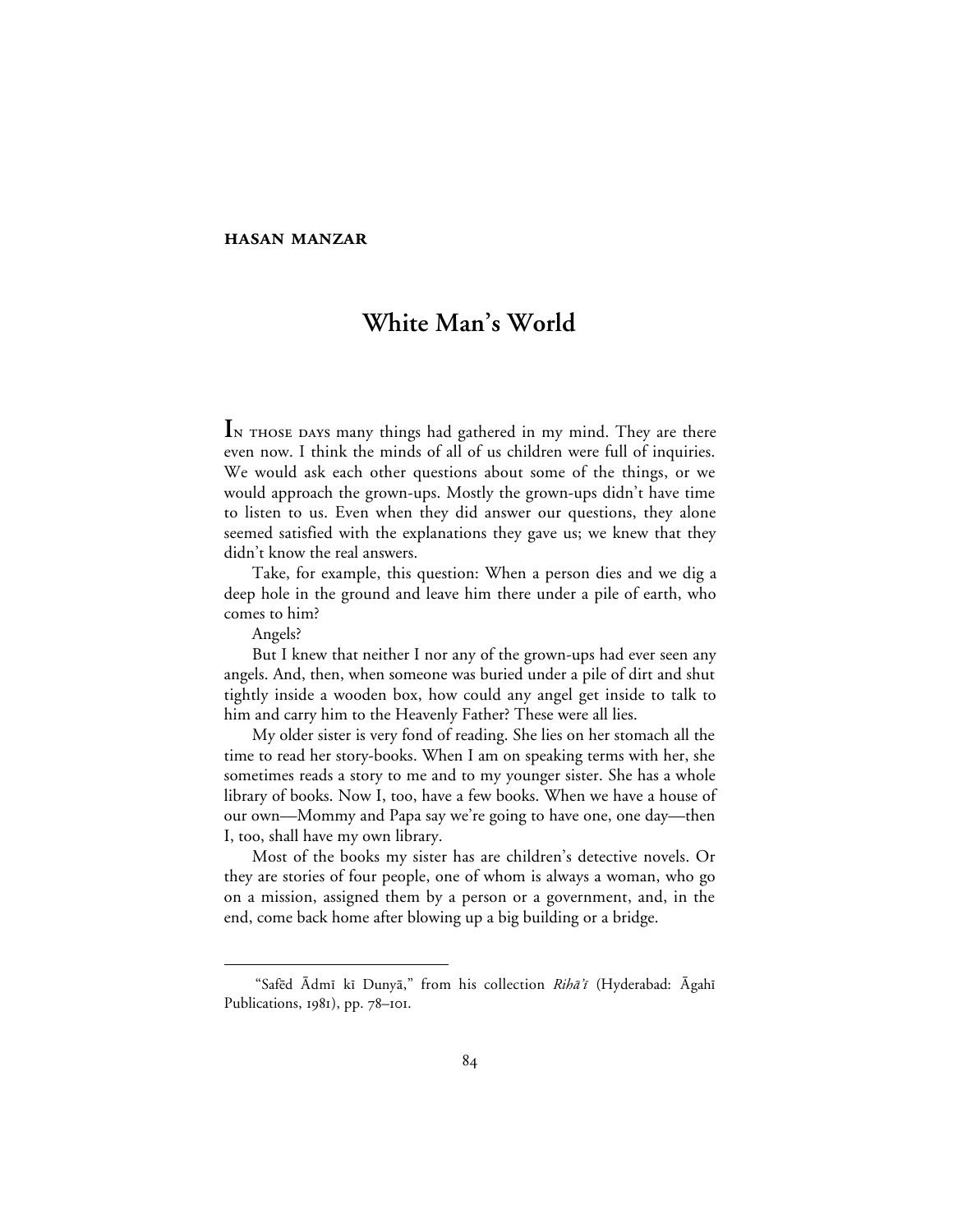**HASAN MANZAR**

# White Man's World

In those days many things had gathered in my mind. They are there even now. I think the minds of all of us children were full of inquiries. We would ask each other questions about some of the things, or we would approach the grown-ups. Mostly the grown-ups didn't have time to listen to us. Even when they did answer our questions, they alone seemed satisfied with the explanations they gave us; we knew that they didn't know the real answers.

Take, for example, this question: When a person dies and we dig a deep hole in the ground and leave him there under a pile of earth, who comes to him?

Angels?

But I knew that neither I nor any of the grown-ups had ever seen any angels. And, then, when someone was buried under a pile of dirt and shut tightly inside a wooden box, how could any angel get inside to talk to him and carry him to the Heavenly Father? These were all lies.

My older sister is very fond of reading. She lies on her stomach all the time to read her story-books. When I am on speaking terms with her, she sometimes reads a story to me and to my younger sister. She has a whole library of books. Now I, too, have a few books. When we have a house of our own—Mommy and Papa say we're going to have one, one day—then I, too, shall have my own library.

Most of the books my sister has are children's detective novels. Or they are stories of four people, one of whom is always a woman, who go on a mission, assigned them by a person or a government, and, in the end, come back home after blowing up a big building or a bridge.

---

"Safēd Ādmī kī Dunyā," from his collection *Rihā'ī* (Hyderabad: Āgahī Publications, 1981), pp. 78–101.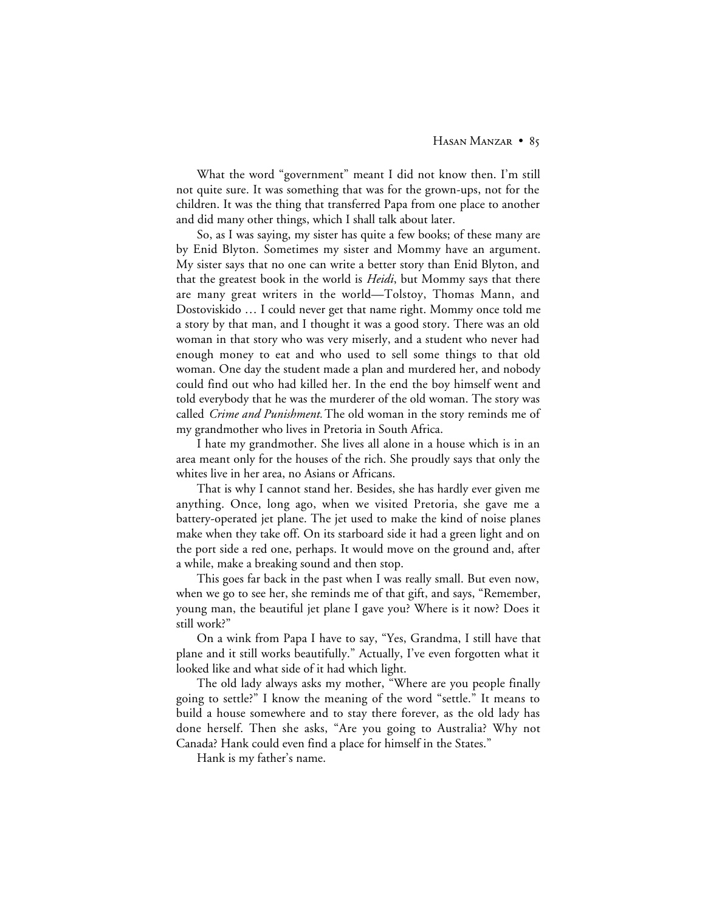What the word "government" meant I did not know then. I'm still not quite sure. It was something that was for the grown-ups, not for the children. It was the thing that transferred Papa from one place to another and did many other things, which I shall talk about later.

So, as I was saying, my sister has quite a few books; of these many are by Enid Blyton. Sometimes my sister and Mommy have an argument. My sister says that no one can write a better story than Enid Blyton, and that the greatest book in the world is *Heidi*, but Mommy says that there are many great writers in the world—Tolstoy, Thomas Mann, and Dostoviskido … I could never get that name right. Mommy once told me a story by that man, and I thought it was a good story. There was an old woman in that story who was very miserly, and a student who never had enough money to eat and who used to sell some things to that old woman. One day the student made a plan and murdered her, and nobody could find out who had killed her. In the end the boy himself went and told everybody that he was the murderer of the old woman. The story was called *Crime and Punishment.* The old woman in the story reminds me of my grandmother who lives in Pretoria in South Africa.

I hate my grandmother. She lives all alone in a house which is in an area meant only for the houses of the rich. She proudly says that only the whites live in her area, no Asians or Africans.

That is why I cannot stand her. Besides, she has hardly ever given me anything. Once, long ago, when we visited Pretoria, she gave me a battery-operated jet plane. The jet used to make the kind of noise planes make when they take off. On its starboard side it had a green light and on the port side a red one, perhaps. It would move on the ground and, after a while, make a breaking sound and then stop.

This goes far back in the past when I was really small. But even now, when we go to see her, she reminds me of that gift, and says, "Remember, young man, the beautiful jet plane I gave you? Where is it now? Does it still work?"

On a wink from Papa I have to say, "Yes, Grandma, I still have that plane and it still works beautifully." Actually, I've even forgotten what it looked like and what side of it had which light.

The old lady always asks my mother, "Where are you people finally going to settle?" I know the meaning of the word "settle." It means to build a house somewhere and to stay there forever, as the old lady has done herself. Then she asks, "Are you going to Australia? Why not Canada? Hank could even find a place for himself in the States."

Hank is my father's name.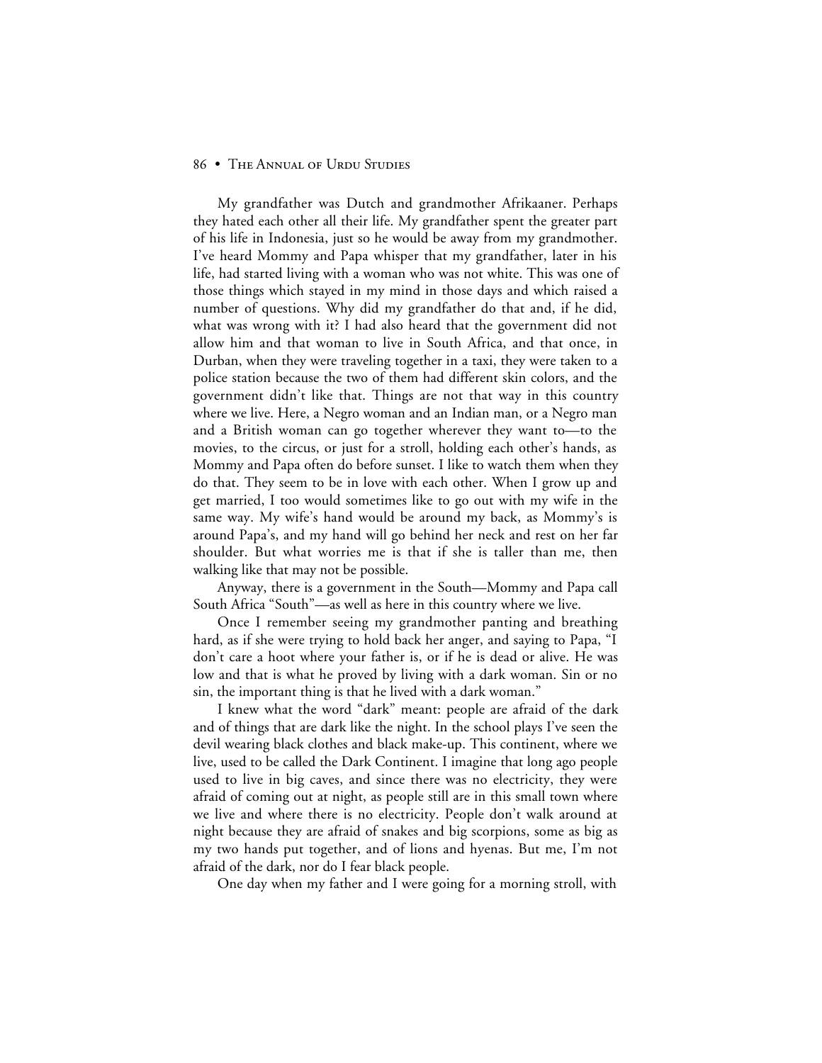My grandfather was Dutch and grandmother Afrikaaner. Perhaps they hated each other all their life. My grandfather spent the greater part of his life in Indonesia, just so he would be away from my grandmother. I've heard Mommy and Papa whisper that my grandfather, later in his life, had started living with a woman who was not white. This was one of those things which stayed in my mind in those days and which raised a number of questions. Why did my grandfather do that and, if he did, what was wrong with it? I had also heard that the government did not allow him and that woman to live in South Africa, and that once, in Durban, when they were traveling together in a taxi, they were taken to a police station because the two of them had different skin colors, and the government didn't like that. Things are not that way in this country where we live. Here, a Negro woman and an Indian man, or a Negro man and a British woman can go together wherever they want to—to the movies, to the circus, or just for a stroll, holding each other's hands, as Mommy and Papa often do before sunset. I like to watch them when they do that. They seem to be in love with each other. When I grow up and get married, I too would sometimes like to go out with my wife in the same way. My wife's hand would be around my back, as Mommy's is around Papa's, and my hand will go behind her neck and rest on her far shoulder. But what worries me is that if she is taller than me, then walking like that may not be possible.

Anyway, there is a government in the South—Mommy and Papa call South Africa "South"—as well as here in this country where we live.

Once I remember seeing my grandmother panting and breathing hard, as if she were trying to hold back her anger, and saying to Papa, "I don't care a hoot where your father is, or if he is dead or alive. He was low and that is what he proved by living with a dark woman. Sin or no sin, the important thing is that he lived with a dark woman."

I knew what the word "dark" meant: people are afraid of the dark and of things that are dark like the night. In the school plays I've seen the devil wearing black clothes and black make-up. This continent, where we live, used to be called the Dark Continent. I imagine that long ago people used to live in big caves, and since there was no electricity, they were afraid of coming out at night, as people still are in this small town where we live and where there is no electricity. People don't walk around at night because they are afraid of snakes and big scorpions, some as big as my two hands put together, and of lions and hyenas. But me, I'm not afraid of the dark, nor do I fear black people.

One day when my father and I were going for a morning stroll, with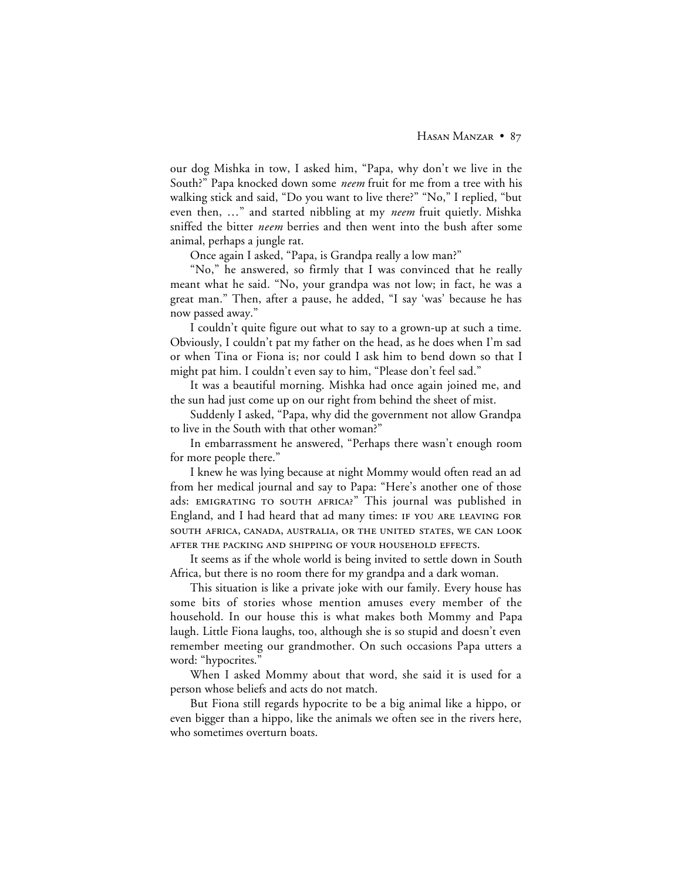our dog Mishka in tow, I asked him, "Papa, why don't we live in the South?" Papa knocked down some *neem* fruit for me from a tree with his walking stick and said, "Do you want to live there?" "No," I replied, "but even then, …" and started nibbling at my *neem* fruit quietly. Mishka sniffed the bitter *neem* berries and then went into the bush after some animal, perhaps a jungle rat.

Once again I asked, "Papa, is Grandpa really a low man?"

"No," he answered, so firmly that I was convinced that he really meant what he said. "No, your grandpa was not low; in fact, he was a great man." Then, after a pause, he added, "I say 'was' because he has now passed away."

I couldn't quite figure out what to say to a grown-up at such a time. Obviously, I couldn't pat my father on the head, as he does when I'm sad or when Tina or Fiona is; nor could I ask him to bend down so that I might pat him. I couldn't even say to him, "Please don't feel sad."

It was a beautiful morning. Mishka had once again joined me, and the sun had just come up on our right from behind the sheet of mist.

Suddenly I asked, "Papa, why did the government not allow Grandpa to live in the South with that other woman?"

In embarrassment he answered, "Perhaps there wasn't enough room for more people there."

I knew he was lying because at night Mommy would often read an ad from her medical journal and say to Papa: "Here's another one of those ads: EMIGRATING TO SOUTH AFRICA?" This journal was published in England, and I had heard that ad many times: IF YOU ARE LEAVING FOR SOUTH AFRICA, CANADA, AUSTRALIA, OR THE UNITED STATES, WE CAN LOOK AFTER THE PACKING AND SHIPPING OF YOUR HOUSEHOLD EFFECTS.

It seems as if the whole world is being invited to settle down in South Africa, but there is no room there for my grandpa and a dark woman.

This situation is like a private joke with our family. Every house has some bits of stories whose mention amuses every member of the household. In our house this is what makes both Mommy and Papa laugh. Little Fiona laughs, too, although she is so stupid and doesn't even remember meeting our grandmother. On such occasions Papa utters a word: "hypocrites."

When I asked Mommy about that word, she said it is used for a person whose beliefs and acts do not match.

But Fiona still regards hypocrite to be a big animal like a hippo, or even bigger than a hippo, like the animals we often see in the rivers here, who sometimes overturn boats.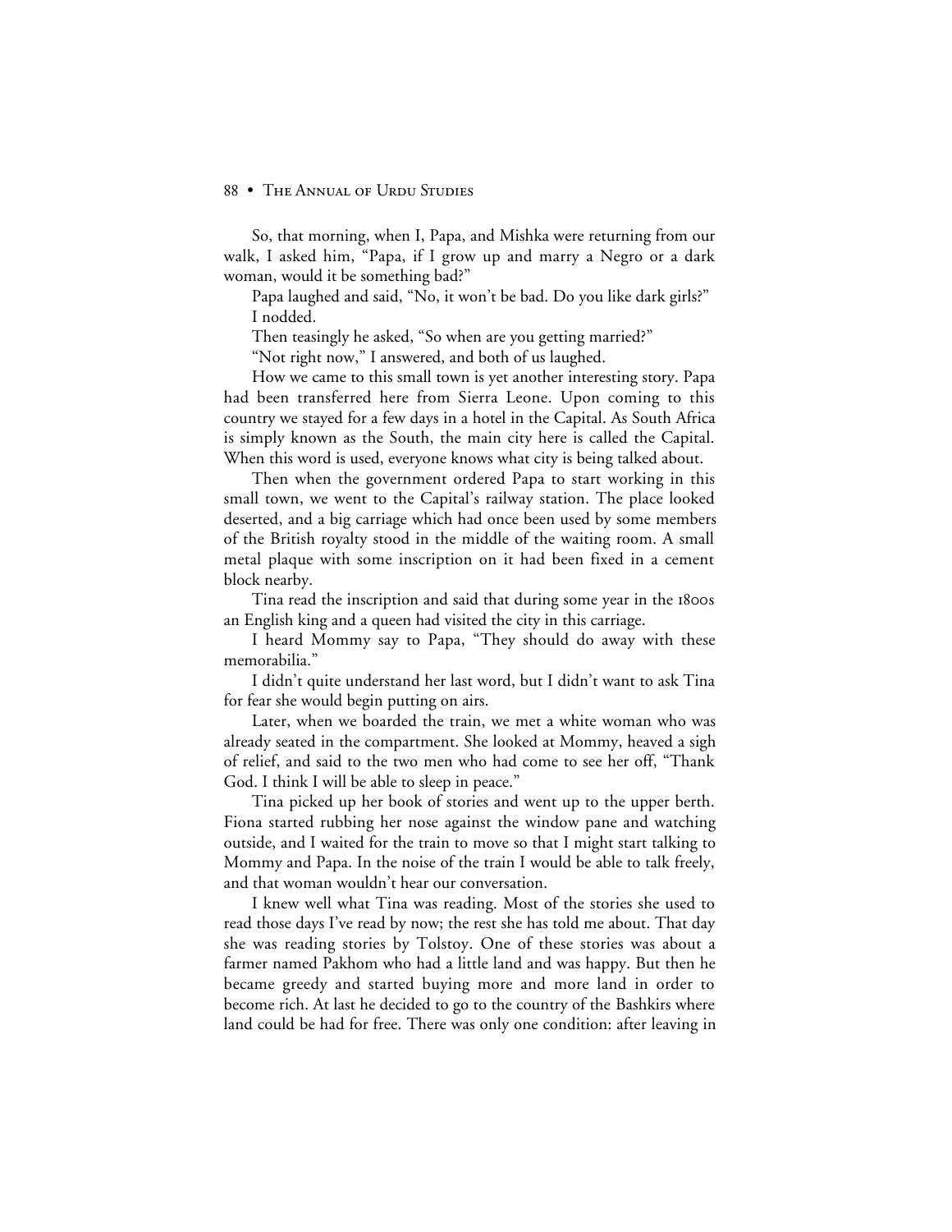So, that morning, when I, Papa, and Mishka were returning from our walk, I asked him, "Papa, if I grow up and marry a Negro or a dark woman, would it be something bad?"

Papa laughed and said, "No, it won't be bad. Do you like dark girls?"

I nodded.

Then teasingly he asked, "So when are you getting married?"

"Not right now," I answered, and both of us laughed.

How we came to this small town is yet another interesting story. Papa had been transferred here from Sierra Leone. Upon coming to this country we stayed for a few days in a hotel in the Capital. As South Africa is simply known as the South, the main city here is called the Capital. When this word is used, everyone knows what city is being talked about.

Then when the government ordered Papa to start working in this small town, we went to the Capital's railway station. The place looked deserted, and a big carriage which had once been used by some members of the British royalty stood in the middle of the waiting room. A small metal plaque with some inscription on it had been fixed in a cement block nearby.

Tina read the inscription and said that during some year in the 1800s an English king and a queen had visited the city in this carriage.

I heard Mommy say to Papa, "They should do away with these memorabilia."

I didn't quite understand her last word, but I didn't want to ask Tina for fear she would begin putting on airs.

Later, when we boarded the train, we met a white woman who was already seated in the compartment. She looked at Mommy, heaved a sigh of relief, and said to the two men who had come to see her off, "Thank God. I think I will be able to sleep in peace."

Tina picked up her book of stories and went up to the upper berth. Fiona started rubbing her nose against the window pane and watching outside, and I waited for the train to move so that I might start talking to Mommy and Papa. In the noise of the train I would be able to talk freely, and that woman wouldn't hear our conversation.

I knew well what Tina was reading. Most of the stories she used to read those days I've read by now; the rest she has told me about. That day she was reading stories by Tolstoy. One of these stories was about a farmer named Pakhom who had a little land and was happy. But then he became greedy and started buying more and more land in order to become rich. At last he decided to go to the country of the Bashkirs where land could be had for free. There was only one condition: after leaving in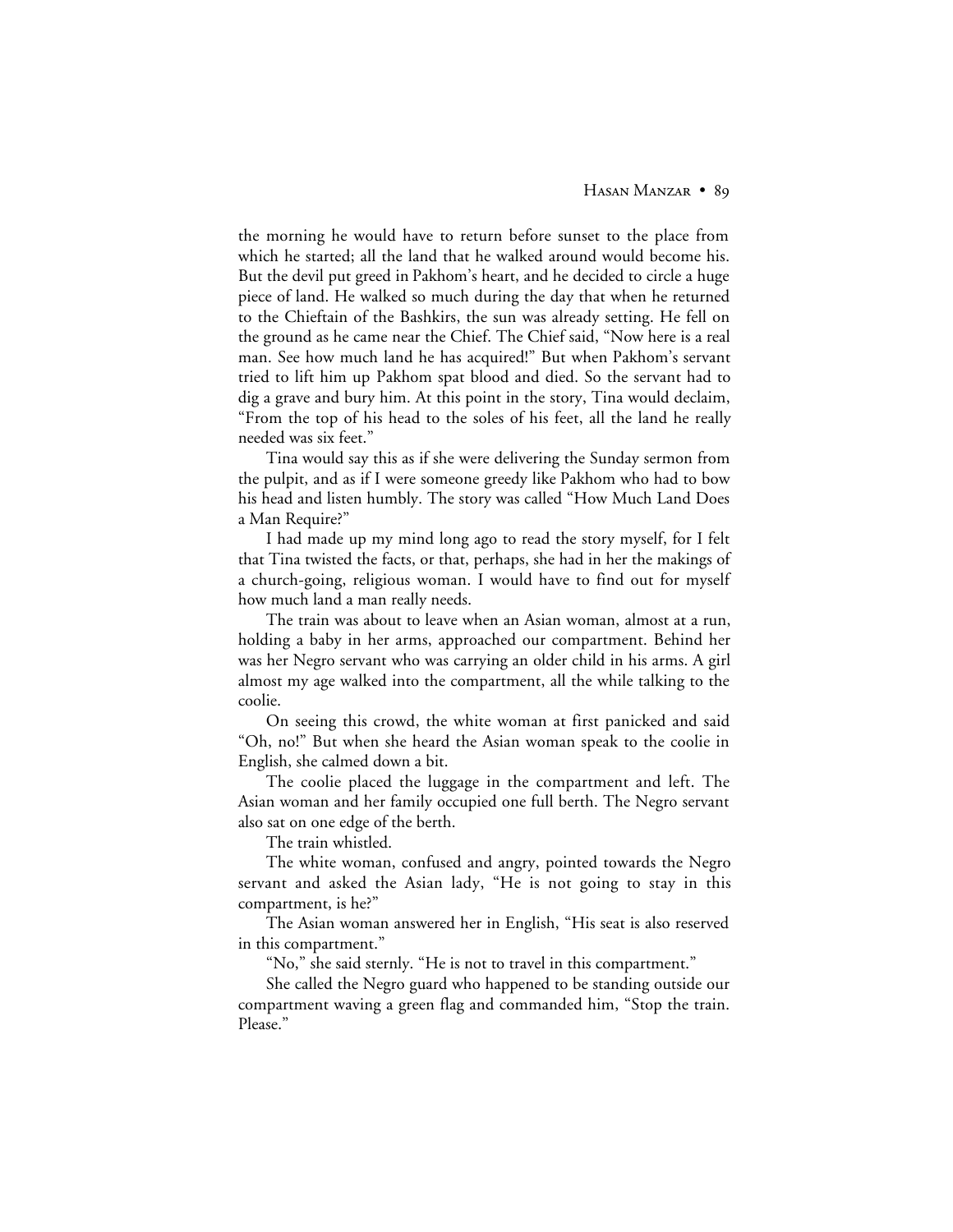the morning he would have to return before sunset to the place from which he started; all the land that he walked around would become his. But the devil put greed in Pakhom's heart, and he decided to circle a huge piece of land. He walked so much during the day that when he returned to the Chieftain of the Bashkirs, the sun was already setting. He fell on the ground as he came near the Chief. The Chief said, "Now here is a real man. See how much land he has acquired!" But when Pakhom's servant tried to lift him up Pakhom spat blood and died. So the servant had to dig a grave and bury him. At this point in the story, Tina would declaim, "From the top of his head to the soles of his feet, all the land he really needed was six feet."

Tina would say this as if she were delivering the Sunday sermon from the pulpit, and as if I were someone greedy like Pakhom who had to bow his head and listen humbly. The story was called "How Much Land Does a Man Require?"

I had made up my mind long ago to read the story myself, for I felt that Tina twisted the facts, or that, perhaps, she had in her the makings of a church-going, religious woman. I would have to find out for myself how much land a man really needs.

The train was about to leave when an Asian woman, almost at a run, holding a baby in her arms, approached our compartment. Behind her was her Negro servant who was carrying an older child in his arms. A girl almost my age walked into the compartment, all the while talking to the coolie.

On seeing this crowd, the white woman at first panicked and said "Oh, no!" But when she heard the Asian woman speak to the coolie in English, she calmed down a bit.

The coolie placed the luggage in the compartment and left. The Asian woman and her family occupied one full berth. The Negro servant also sat on one edge of the berth.

The train whistled.

The white woman, confused and angry, pointed towards the Negro servant and asked the Asian lady, "He is not going to stay in this compartment, is he?"

The Asian woman answered her in English, "His seat is also reserved in this compartment."

"No," she said sternly. "He is not to travel in this compartment."

She called the Negro guard who happened to be standing outside our compartment waving a green flag and commanded him, "Stop the train. Please."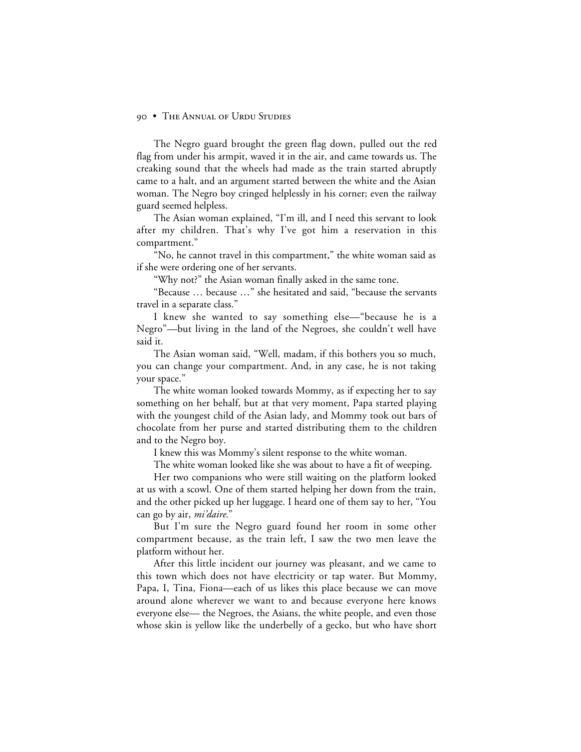The Negro guard brought the green flag down, pulled out the red flag from under his armpit, waved it in the air, and came towards us. The creaking sound that the wheels had made as the train started abruptly came to a halt, and an argument started between the white and the Asian woman. The Negro boy cringed helplessly in his corner; even the railway guard seemed helpless.

The Asian woman explained, "I'm ill, and I need this servant to look after my children. That's why I've got him a reservation in this compartment."

"No, he cannot travel in this compartment," the white woman said as if she were ordering one of her servants.

"Why not?" the Asian woman finally asked in the same tone.

"Because … because …" she hesitated and said, "because the servants travel in a separate class."

I knew she wanted to say something else—"because he is a Negro"—but living in the land of the Negroes, she couldn't well have said it.

The Asian woman said, "Well, madam, if this bothers you so much, you can change your compartment. And, in any case, he is not taking your space."

The white woman looked towards Mommy, as if expecting her to say something on her behalf, but at that very moment, Papa started playing with the youngest child of the Asian lady, and Mommy took out bars of chocolate from her purse and started distributing them to the children and to the Negro boy.

I knew this was Mommy's silent response to the white woman.

The white woman looked like she was about to have a fit of weeping.

Her two companions who were still waiting on the platform looked at us with a scowl. One of them started helping her down from the train, and the other picked up her luggage. I heard one of them say to her, "You can go by air, *mi'daire*."

But I'm sure the Negro guard found her room in some other compartment because, as the train left, I saw the two men leave the platform without her.

After this little incident our journey was pleasant, and we came to this town which does not have electricity or tap water. But Mommy, Papa, I, Tina, Fiona—each of us likes this place because we can move around alone wherever we want to and because everyone here knows everyone else— the Negroes, the Asians, the white people, and even those whose skin is yellow like the underbelly of a gecko, but who have short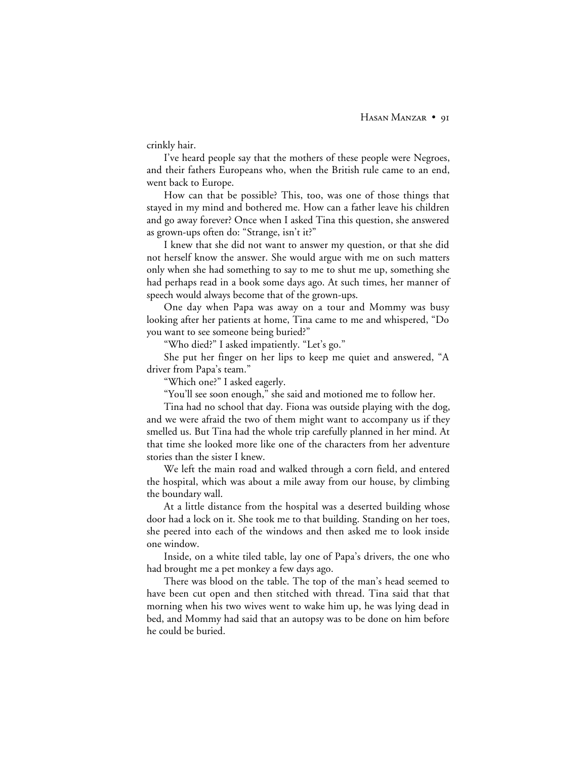crinkly hair.

I've heard people say that the mothers of these people were Negroes, and their fathers Europeans who, when the British rule came to an end, went back to Europe.

How can that be possible? This, too, was one of those things that stayed in my mind and bothered me. How can a father leave his children and go away forever? Once when I asked Tina this question, she answered as grown-ups often do: "Strange, isn't it?"

I knew that she did not want to answer my question, or that she did not herself know the answer. She would argue with me on such matters only when she had something to say to me to shut me up, something she had perhaps read in a book some days ago. At such times, her manner of speech would always become that of the grown-ups.

One day when Papa was away on a tour and Mommy was busy looking after her patients at home, Tina came to me and whispered, "Do you want to see someone being buried?"

"Who died?" I asked impatiently. "Let's go."

She put her finger on her lips to keep me quiet and answered, "A driver from Papa's team."

"Which one?" I asked eagerly.

"You'll see soon enough," she said and motioned me to follow her.

Tina had no school that day. Fiona was outside playing with the dog, and we were afraid the two of them might want to accompany us if they smelled us. But Tina had the whole trip carefully planned in her mind. At that time she looked more like one of the characters from her adventure stories than the sister I knew.

We left the main road and walked through a corn field, and entered the hospital, which was about a mile away from our house, by climbing the boundary wall.

At a little distance from the hospital was a deserted building whose door had a lock on it. She took me to that building. Standing on her toes, she peered into each of the windows and then asked me to look inside one window.

Inside, on a white tiled table, lay one of Papa's drivers, the one who had brought me a pet monkey a few days ago.

There was blood on the table. The top of the man's head seemed to have been cut open and then stitched with thread. Tina said that that morning when his two wives went to wake him up, he was lying dead in bed, and Mommy had said that an autopsy was to be done on him before he could be buried.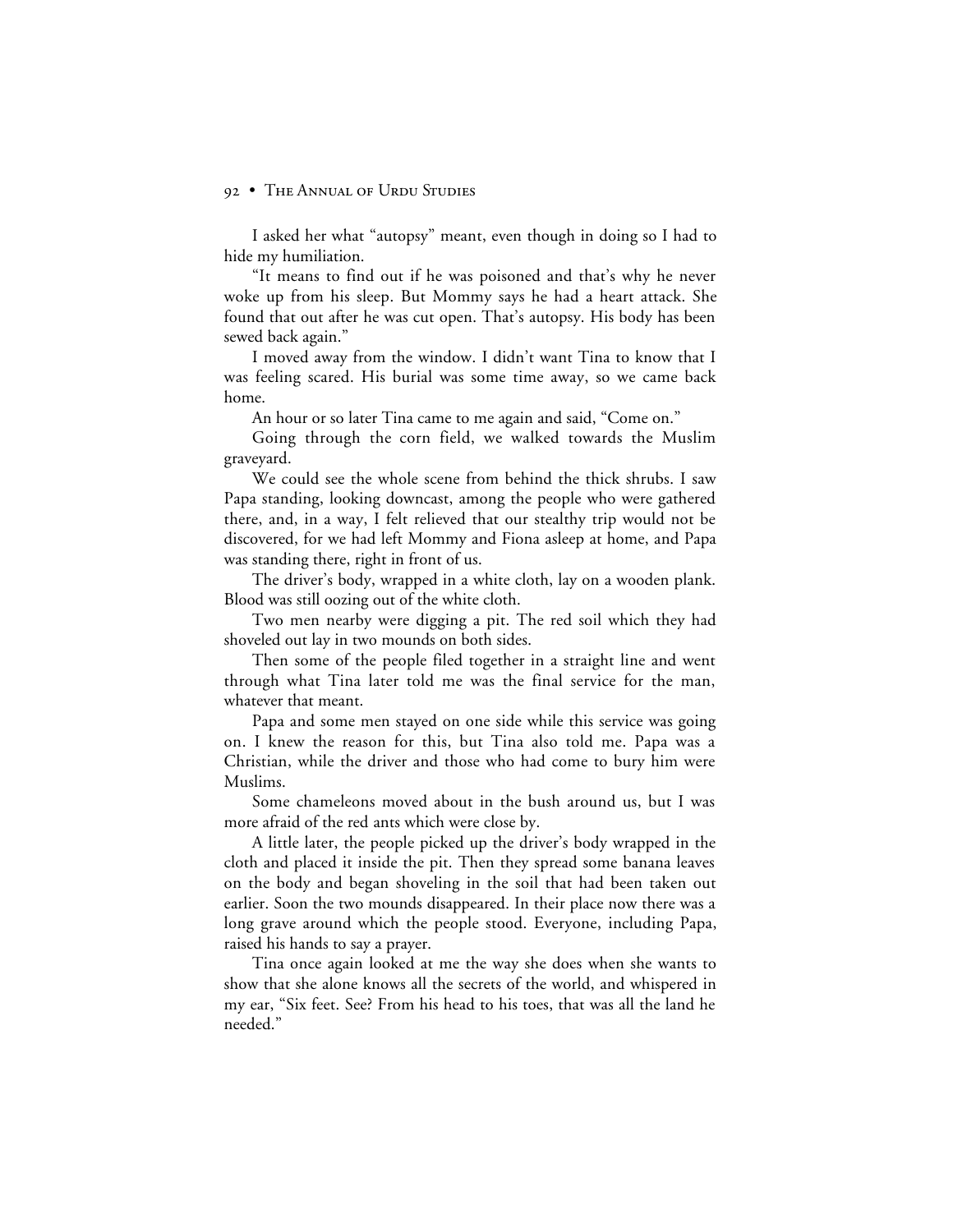I asked her what "autopsy" meant, even though in doing so I had to hide my humiliation.

"It means to find out if he was poisoned and that's why he never woke up from his sleep. But Mommy says he had a heart attack. She found that out after he was cut open. That's autopsy. His body has been sewed back again."

I moved away from the window. I didn't want Tina to know that I was feeling scared. His burial was some time away, so we came back home.

An hour or so later Tina came to me again and said, "Come on."

Going through the corn field, we walked towards the Muslim graveyard.

We could see the whole scene from behind the thick shrubs. I saw Papa standing, looking downcast, among the people who were gathered there, and, in a way, I felt relieved that our stealthy trip would not be discovered, for we had left Mommy and Fiona asleep at home, and Papa was standing there, right in front of us.

The driver's body, wrapped in a white cloth, lay on a wooden plank. Blood was still oozing out of the white cloth.

Two men nearby were digging a pit. The red soil which they had shoveled out lay in two mounds on both sides.

Then some of the people filed together in a straight line and went through what Tina later told me was the final service for the man, whatever that meant.

Papa and some men stayed on one side while this service was going on. I knew the reason for this, but Tina also told me. Papa was a Christian, while the driver and those who had come to bury him were Muslims.

Some chameleons moved about in the bush around us, but I was more afraid of the red ants which were close by.

A little later, the people picked up the driver's body wrapped in the cloth and placed it inside the pit. Then they spread some banana leaves on the body and began shoveling in the soil that had been taken out earlier. Soon the two mounds disappeared. In their place now there was a long grave around which the people stood. Everyone, including Papa, raised his hands to say a prayer.

Tina once again looked at me the way she does when she wants to show that she alone knows all the secrets of the world, and whispered in my ear, "Six feet. See? From his head to his toes, that was all the land he needed."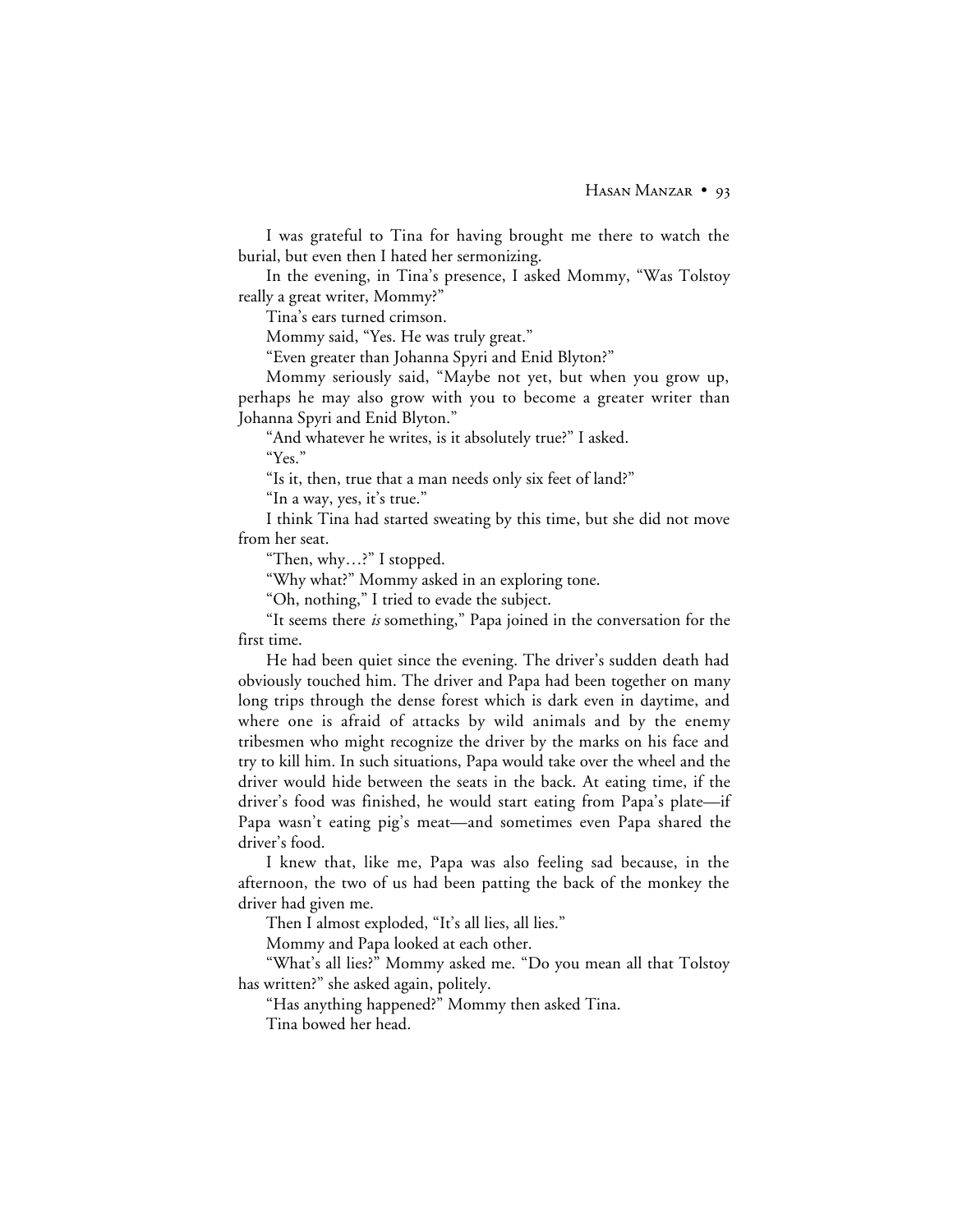I was grateful to Tina for having brought me there to watch the burial, but even then I hated her sermonizing.

In the evening, in Tina's presence, I asked Mommy, "Was Tolstoy really a great writer, Mommy?"

Tina's ears turned crimson.

Mommy said, "Yes. He was truly great."

"Even greater than Johanna Spyri and Enid Blyton?"

Mommy seriously said, "Maybe not yet, but when you grow up, perhaps he may also grow with you to become a greater writer than Johanna Spyri and Enid Blyton."

"And whatever he writes, is it absolutely true?" I asked.

"Yes."

"Is it, then, true that a man needs only six feet of land?"

"In a way, yes, it's true."

I think Tina had started sweating by this time, but she did not move from her seat.

"Then, why…?" I stopped.

"Why what?" Mommy asked in an exploring tone.

"Oh, nothing," I tried to evade the subject.

"It seems there *is* something," Papa joined in the conversation for the first time.

He had been quiet since the evening. The driver's sudden death had obviously touched him. The driver and Papa had been together on many long trips through the dense forest which is dark even in daytime, and where one is afraid of attacks by wild animals and by the enemy tribesmen who might recognize the driver by the marks on his face and try to kill him. In such situations, Papa would take over the wheel and the driver would hide between the seats in the back. At eating time, if the driver's food was finished, he would start eating from Papa's plate—if Papa wasn't eating pig's meat—and sometimes even Papa shared the driver's food.

I knew that, like me, Papa was also feeling sad because, in the afternoon, the two of us had been patting the back of the monkey the driver had given me.

Then I almost exploded, "It's all lies, all lies."

Mommy and Papa looked at each other.

"What's all lies?" Mommy asked me. "Do you mean all that Tolstoy has written?" she asked again, politely.

"Has anything happened?" Mommy then asked Tina.

Tina bowed her head.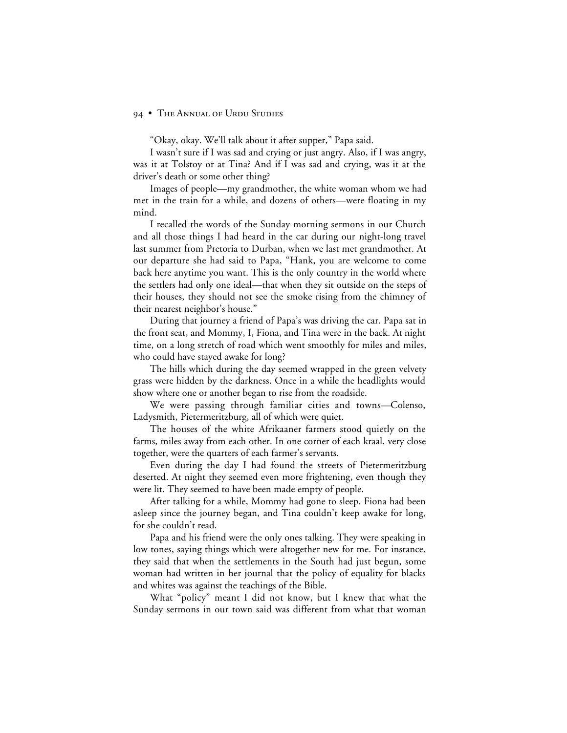"Okay, okay. We'll talk about it after supper," Papa said.

I wasn't sure if I was sad and crying or just angry. Also, if I was angry, was it at Tolstoy or at Tina? And if I was sad and crying, was it at the driver's death or some other thing?

Images of people—my grandmother, the white woman whom we had met in the train for a while, and dozens of others—were floating in my mind.

I recalled the words of the Sunday morning sermons in our Church and all those things I had heard in the car during our night-long travel last summer from Pretoria to Durban, when we last met grandmother. At our departure she had said to Papa, "Hank, you are welcome to come back here anytime you want. This is the only country in the world where the settlers had only one ideal—that when they sit outside on the steps of their houses, they should not see the smoke rising from the chimney of their nearest neighbor's house."

During that journey a friend of Papa's was driving the car. Papa sat in the front seat, and Mommy, I, Fiona, and Tina were in the back. At night time, on a long stretch of road which went smoothly for miles and miles, who could have stayed awake for long?

The hills which during the day seemed wrapped in the green velvety grass were hidden by the darkness. Once in a while the headlights would show where one or another began to rise from the roadside.

We were passing through familiar cities and towns—Colenso, Ladysmith, Pietermeritzburg, all of which were quiet.

The houses of the white Afrikaaner farmers stood quietly on the farms, miles away from each other. In one corner of each kraal, very close together, were the quarters of each farmer's servants.

Even during the day I had found the streets of Pietermeritzburg deserted. At night they seemed even more frightening, even though they were lit. They seemed to have been made empty of people.

After talking for a while, Mommy had gone to sleep. Fiona had been asleep since the journey began, and Tina couldn't keep awake for long, for she couldn't read.

Papa and his friend were the only ones talking. They were speaking in low tones, saying things which were altogether new for me. For instance, they said that when the settlements in the South had just begun, some woman had written in her journal that the policy of equality for blacks and whites was against the teachings of the Bible.

What "policy" meant I did not know, but I knew that what the Sunday sermons in our town said was different from what that woman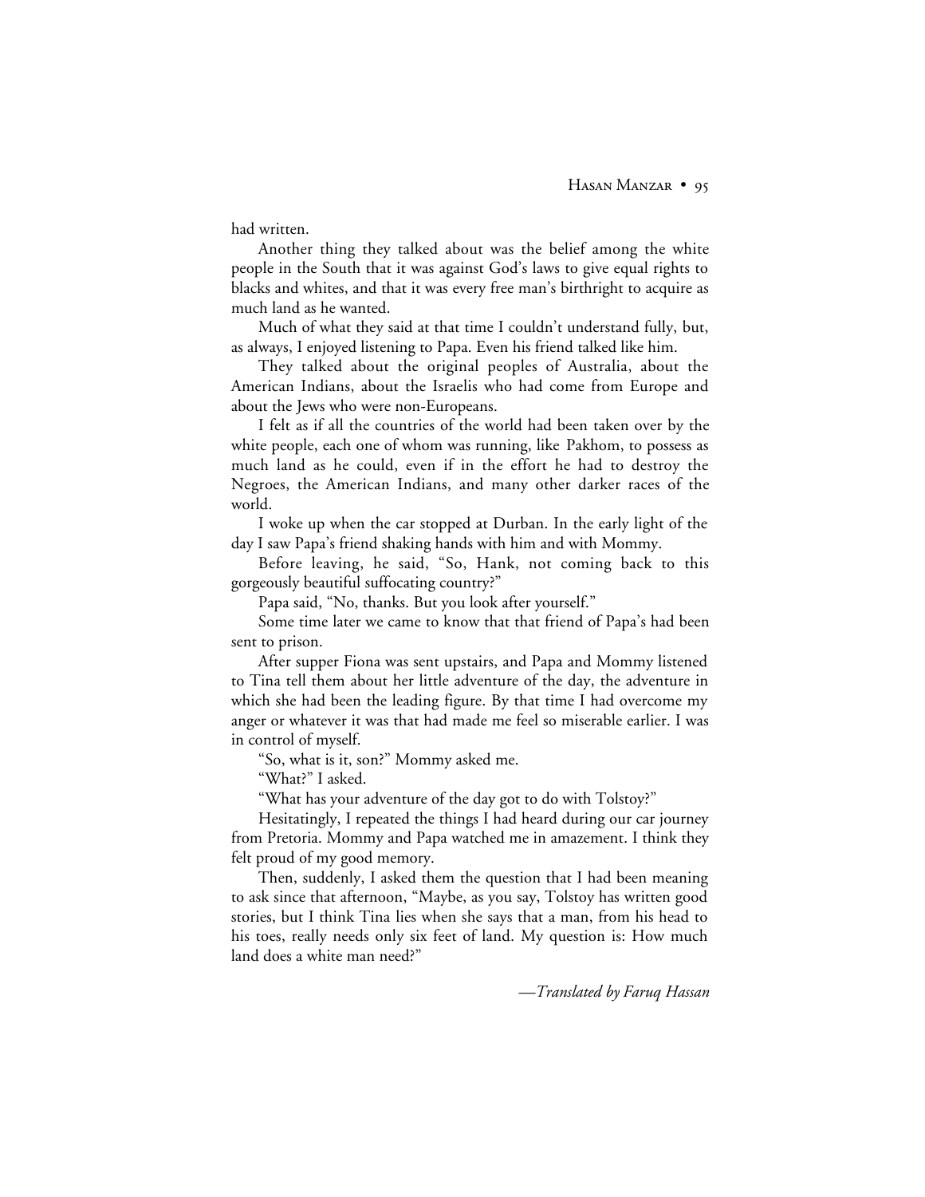had written.

Another thing they talked about was the belief among the white people in the South that it was against God's laws to give equal rights to blacks and whites, and that it was every free man's birthright to acquire as much land as he wanted.

Much of what they said at that time I couldn't understand fully, but, as always, I enjoyed listening to Papa. Even his friend talked like him.

They talked about the original peoples of Australia, about the American Indians, about the Israelis who had come from Europe and about the Jews who were non-Europeans.

I felt as if all the countries of the world had been taken over by the white people, each one of whom was running, like Pakhom, to possess as much land as he could, even if in the effort he had to destroy the Negroes, the American Indians, and many other darker races of the world.

I woke up when the car stopped at Durban. In the early light of the day I saw Papa's friend shaking hands with him and with Mommy.

Before leaving, he said, "So, Hank, not coming back to this gorgeously beautiful suffocating country?"

Papa said, "No, thanks. But you look after yourself."

Some time later we came to know that that friend of Papa's had been sent to prison.

After supper Fiona was sent upstairs, and Papa and Mommy listened to Tina tell them about her little adventure of the day, the adventure in which she had been the leading figure. By that time I had overcome my anger or whatever it was that had made me feel so miserable earlier. I was in control of myself.

"So, what is it, son?" Mommy asked me.

"What?" I asked.

"What has your adventure of the day got to do with Tolstoy?"

Hesitatingly, I repeated the things I had heard during our car journey from Pretoria. Mommy and Papa watched me in amazement. I think they felt proud of my good memory.

Then, suddenly, I asked them the question that I had been meaning to ask since that afternoon, "Maybe, as you say, Tolstoy has written good stories, but I think Tina lies when she says that a man, from his head to his toes, really needs only six feet of land. My question is: How much land does a white man need?"

*—Translated by Faruq Hassan*